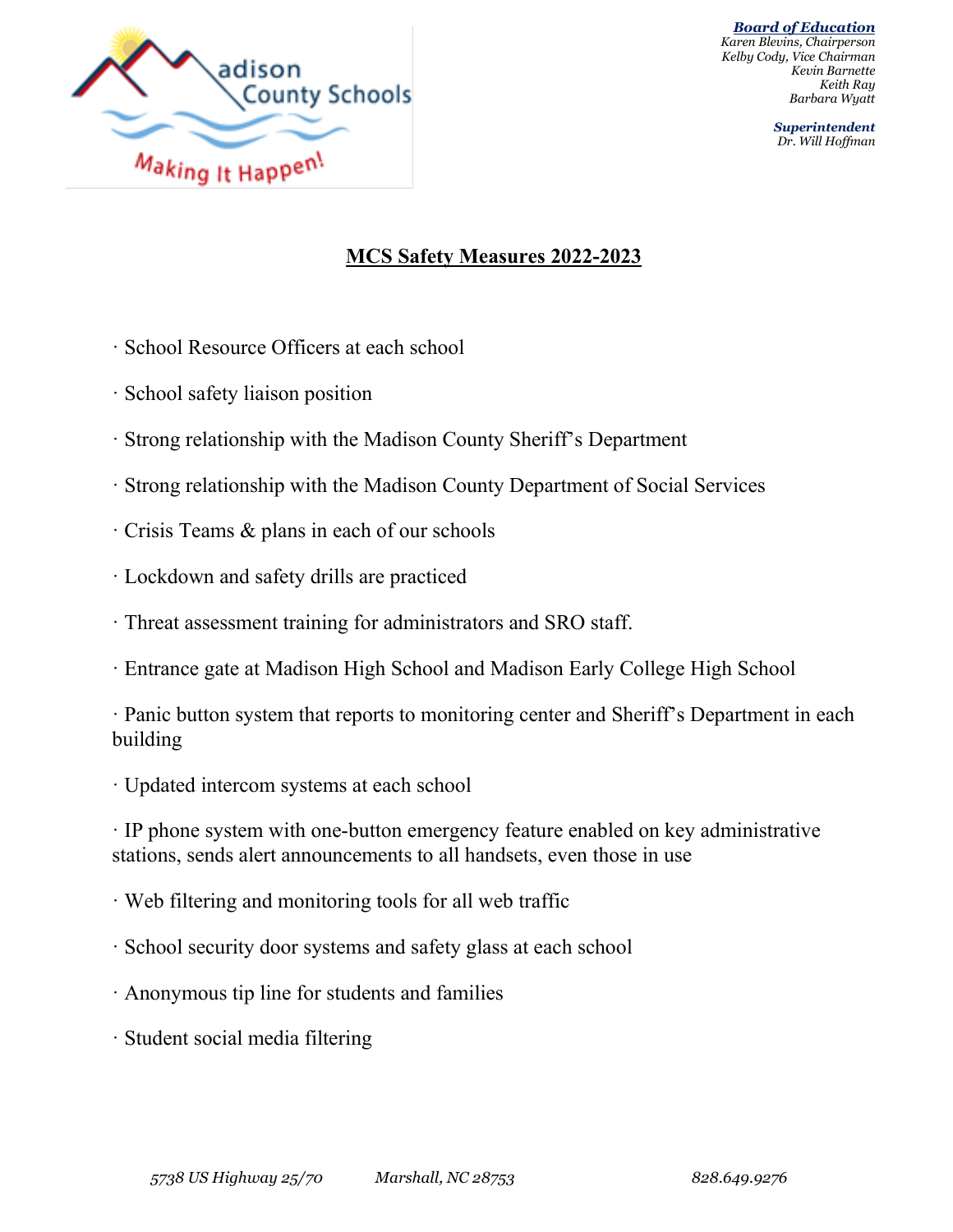Madison County Schools

Making It Happen!

***Board of Education***
*Karen Blevins, Chairperson*
*Kelby Cody, Vice Chairman*
*Kevin Barnette*
*Keith Ray*
*Barbara Wyatt*

***Superintendent***
*Dr. Will Hoffman*

## MCS Safety Measures 2022-2023

- School Resource Officers at each school
- School safety liaison position
- Strong relationship with the Madison County Sheriff's Department
- Strong relationship with the Madison County Department of Social Services
- Crisis Teams & plans in each of our schools
- Lockdown and safety drills are practiced
- Threat assessment training for administrators and SRO staff.
- Entrance gate at Madison High School and Madison Early College High School
- Panic button system that reports to monitoring center and Sheriff's Department in each building
- Updated intercom systems at each school
- IP phone system with one-button emergency feature enabled on key administrative stations, sends alert announcements to all handsets, even those in use
- Web filtering and monitoring tools for all web traffic
- School security door systems and safety glass at each school
- Anonymous tip line for students and families
- Student social media filtering

*5738 US Highway 25/70 Marshall, NC 28753 828.649.9276*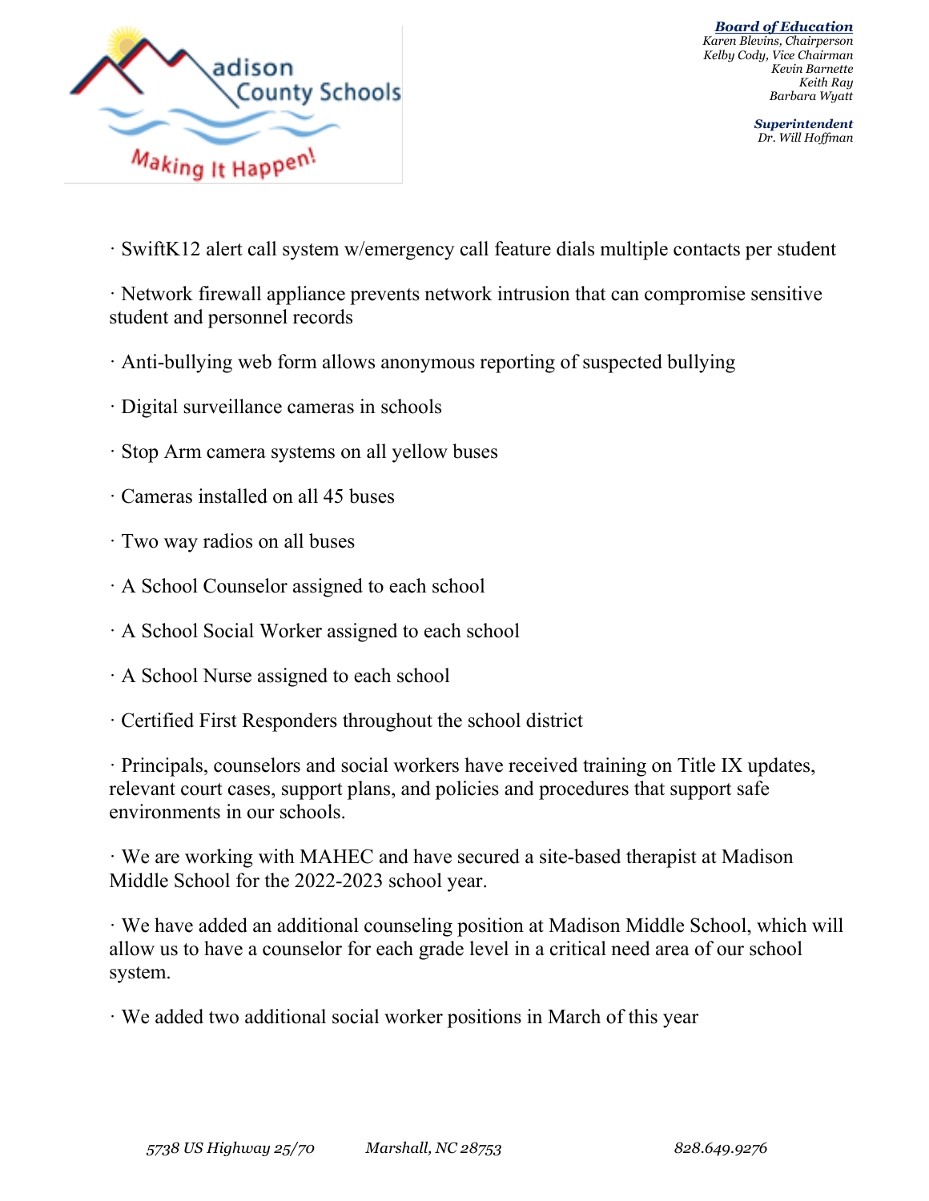**Board of Education**
*Karen Blevins, Chairperson*
*Kelby Cody, Vice Chairman*
*Kevin Barnette*
*Keith Ray*
*Barbara Wyatt*

**Superintendent**
*Dr. Will Hoffman*

- SwiftK12 alert call system w/emergency call feature dials multiple contacts per student
- Network firewall appliance prevents network intrusion that can compromise sensitive student and personnel records
- Anti-bullying web form allows anonymous reporting of suspected bullying
- Digital surveillance cameras in schools
- Stop Arm camera systems on all yellow buses
- Cameras installed on all 45 buses
- Two way radios on all buses
- A School Counselor assigned to each school
- A School Social Worker assigned to each school
- A School Nurse assigned to each school
- Certified First Responders throughout the school district
- Principals, counselors and social workers have received training on Title IX updates, relevant court cases, support plans, and policies and procedures that support safe environments in our schools.
- We are working with MAHEC and have secured a site-based therapist at Madison Middle School for the 2022-2023 school year.
- We have added an additional counseling position at Madison Middle School, which will allow us to have a counselor for each grade level in a critical need area of our school system.
- We added two additional social worker positions in March of this year

*5738 US Highway 25/70 Marshall, NC 28753 828.649.9276*